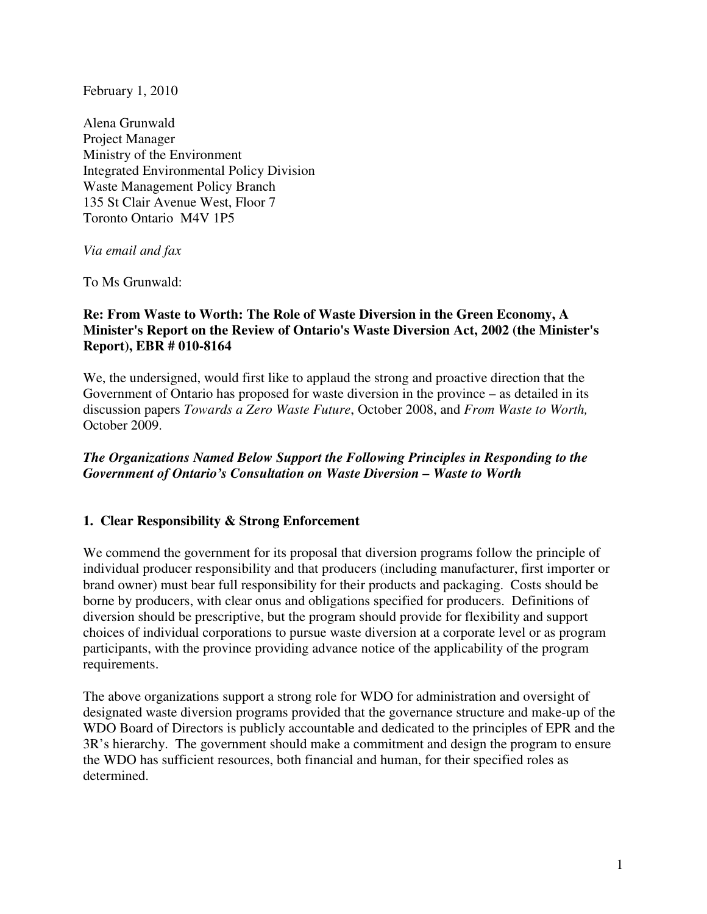February 1, 2010

Alena Grunwald
Project Manager
Ministry of the Environment
Integrated Environmental Policy Division
Waste Management Policy Branch
135 St Clair Avenue West, Floor 7
Toronto Ontario M4V 1P5

*Via email and fax*

To Ms Grunwald:

**Re: From Waste to Worth: The Role of Waste Diversion in the Green Economy, A Minister's Report on the Review of Ontario's Waste Diversion Act, 2002 (the Minister's Report), EBR # 010-8164**

We, the undersigned, would first like to applaud the strong and proactive direction that the Government of Ontario has proposed for waste diversion in the province – as detailed in its discussion papers *Towards a Zero Waste Future*, October 2008, and *From Waste to Worth,* October 2009.

***The Organizations Named Below Support the Following Principles in Responding to the Government of Ontario's Consultation on Waste Diversion – Waste to Worth***

## 1. Clear Responsibility & Strong Enforcement

We commend the government for its proposal that diversion programs follow the principle of individual producer responsibility and that producers (including manufacturer, first importer or brand owner) must bear full responsibility for their products and packaging. Costs should be borne by producers, with clear onus and obligations specified for producers. Definitions of diversion should be prescriptive, but the program should provide for flexibility and support choices of individual corporations to pursue waste diversion at a corporate level or as program participants, with the province providing advance notice of the applicability of the program requirements.

The above organizations support a strong role for WDO for administration and oversight of designated waste diversion programs provided that the governance structure and make-up of the WDO Board of Directors is publicly accountable and dedicated to the principles of EPR and the 3R's hierarchy. The government should make a commitment and design the program to ensure the WDO has sufficient resources, both financial and human, for their specified roles as determined.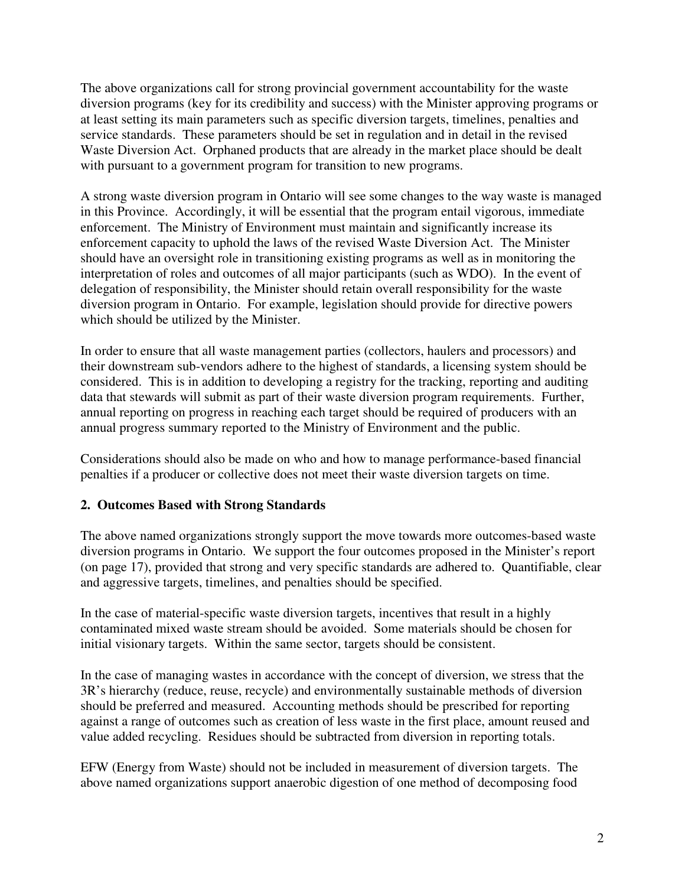The above organizations call for strong provincial government accountability for the waste diversion programs (key for its credibility and success) with the Minister approving programs or at least setting its main parameters such as specific diversion targets, timelines, penalties and service standards. These parameters should be set in regulation and in detail in the revised Waste Diversion Act. Orphaned products that are already in the market place should be dealt with pursuant to a government program for transition to new programs.

A strong waste diversion program in Ontario will see some changes to the way waste is managed in this Province. Accordingly, it will be essential that the program entail vigorous, immediate enforcement. The Ministry of Environment must maintain and significantly increase its enforcement capacity to uphold the laws of the revised Waste Diversion Act. The Minister should have an oversight role in transitioning existing programs as well as in monitoring the interpretation of roles and outcomes of all major participants (such as WDO). In the event of delegation of responsibility, the Minister should retain overall responsibility for the waste diversion program in Ontario. For example, legislation should provide for directive powers which should be utilized by the Minister.

In order to ensure that all waste management parties (collectors, haulers and processors) and their downstream sub-vendors adhere to the highest of standards, a licensing system should be considered. This is in addition to developing a registry for the tracking, reporting and auditing data that stewards will submit as part of their waste diversion program requirements. Further, annual reporting on progress in reaching each target should be required of producers with an annual progress summary reported to the Ministry of Environment and the public.

Considerations should also be made on who and how to manage performance-based financial penalties if a producer or collective does not meet their waste diversion targets on time.

## 2. Outcomes Based with Strong Standards

The above named organizations strongly support the move towards more outcomes-based waste diversion programs in Ontario. We support the four outcomes proposed in the Minister's report (on page 17), provided that strong and very specific standards are adhered to. Quantifiable, clear and aggressive targets, timelines, and penalties should be specified.

In the case of material-specific waste diversion targets, incentives that result in a highly contaminated mixed waste stream should be avoided. Some materials should be chosen for initial visionary targets. Within the same sector, targets should be consistent.

In the case of managing wastes in accordance with the concept of diversion, we stress that the 3R's hierarchy (reduce, reuse, recycle) and environmentally sustainable methods of diversion should be preferred and measured. Accounting methods should be prescribed for reporting against a range of outcomes such as creation of less waste in the first place, amount reused and value added recycling. Residues should be subtracted from diversion in reporting totals.

EFW (Energy from Waste) should not be included in measurement of diversion targets. The above named organizations support anaerobic digestion of one method of decomposing food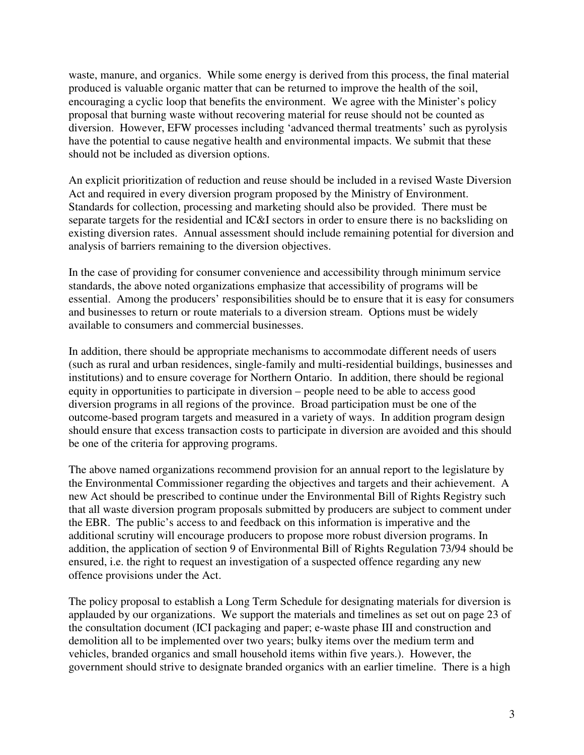waste, manure, and organics. While some energy is derived from this process, the final material produced is valuable organic matter that can be returned to improve the health of the soil, encouraging a cyclic loop that benefits the environment. We agree with the Minister's policy proposal that burning waste without recovering material for reuse should not be counted as diversion. However, EFW processes including 'advanced thermal treatments' such as pyrolysis have the potential to cause negative health and environmental impacts. We submit that these should not be included as diversion options.

An explicit prioritization of reduction and reuse should be included in a revised Waste Diversion Act and required in every diversion program proposed by the Ministry of Environment. Standards for collection, processing and marketing should also be provided. There must be separate targets for the residential and IC&I sectors in order to ensure there is no backsliding on existing diversion rates. Annual assessment should include remaining potential for diversion and analysis of barriers remaining to the diversion objectives.

In the case of providing for consumer convenience and accessibility through minimum service standards, the above noted organizations emphasize that accessibility of programs will be essential. Among the producers' responsibilities should be to ensure that it is easy for consumers and businesses to return or route materials to a diversion stream. Options must be widely available to consumers and commercial businesses.

In addition, there should be appropriate mechanisms to accommodate different needs of users (such as rural and urban residences, single-family and multi-residential buildings, businesses and institutions) and to ensure coverage for Northern Ontario. In addition, there should be regional equity in opportunities to participate in diversion – people need to be able to access good diversion programs in all regions of the province. Broad participation must be one of the outcome-based program targets and measured in a variety of ways. In addition program design should ensure that excess transaction costs to participate in diversion are avoided and this should be one of the criteria for approving programs.

The above named organizations recommend provision for an annual report to the legislature by the Environmental Commissioner regarding the objectives and targets and their achievement. A new Act should be prescribed to continue under the Environmental Bill of Rights Registry such that all waste diversion program proposals submitted by producers are subject to comment under the EBR. The public's access to and feedback on this information is imperative and the additional scrutiny will encourage producers to propose more robust diversion programs. In addition, the application of section 9 of Environmental Bill of Rights Regulation 73/94 should be ensured, i.e. the right to request an investigation of a suspected offence regarding any new offence provisions under the Act.

The policy proposal to establish a Long Term Schedule for designating materials for diversion is applauded by our organizations. We support the materials and timelines as set out on page 23 of the consultation document (ICI packaging and paper; e-waste phase III and construction and demolition all to be implemented over two years; bulky items over the medium term and vehicles, branded organics and small household items within five years.). However, the government should strive to designate branded organics with an earlier timeline. There is a high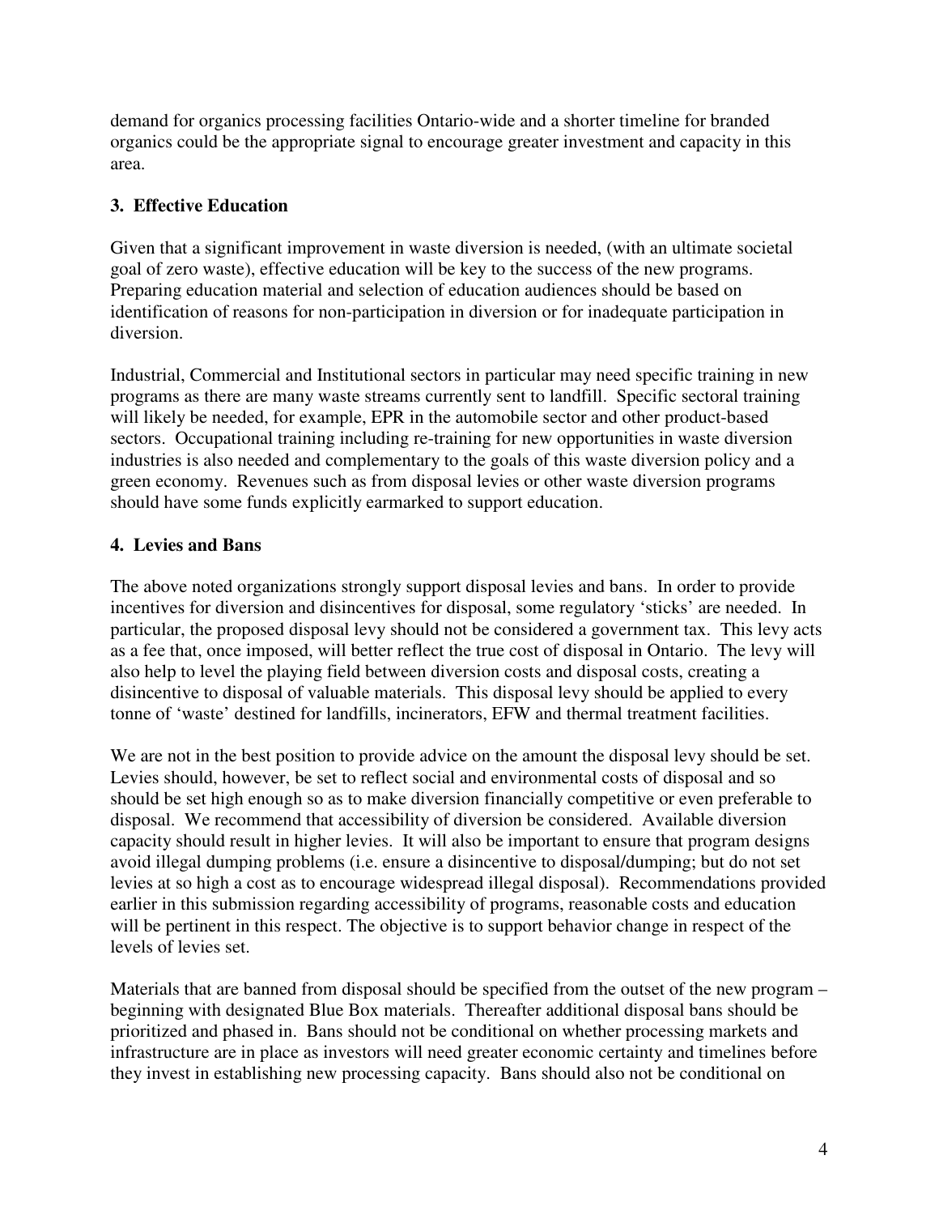demand for organics processing facilities Ontario-wide and a shorter timeline for branded organics could be the appropriate signal to encourage greater investment and capacity in this area.

**3. Effective Education**

Given that a significant improvement in waste diversion is needed, (with an ultimate societal goal of zero waste), effective education will be key to the success of the new programs. Preparing education material and selection of education audiences should be based on identification of reasons for non-participation in diversion or for inadequate participation in diversion.

Industrial, Commercial and Institutional sectors in particular may need specific training in new programs as there are many waste streams currently sent to landfill. Specific sectoral training will likely be needed, for example, EPR in the automobile sector and other product-based sectors. Occupational training including re-training for new opportunities in waste diversion industries is also needed and complementary to the goals of this waste diversion policy and a green economy. Revenues such as from disposal levies or other waste diversion programs should have some funds explicitly earmarked to support education.

**4. Levies and Bans**

The above noted organizations strongly support disposal levies and bans. In order to provide incentives for diversion and disincentives for disposal, some regulatory 'sticks' are needed. In particular, the proposed disposal levy should not be considered a government tax. This levy acts as a fee that, once imposed, will better reflect the true cost of disposal in Ontario. The levy will also help to level the playing field between diversion costs and disposal costs, creating a disincentive to disposal of valuable materials. This disposal levy should be applied to every tonne of 'waste' destined for landfills, incinerators, EFW and thermal treatment facilities.

We are not in the best position to provide advice on the amount the disposal levy should be set. Levies should, however, be set to reflect social and environmental costs of disposal and so should be set high enough so as to make diversion financially competitive or even preferable to disposal. We recommend that accessibility of diversion be considered. Available diversion capacity should result in higher levies. It will also be important to ensure that program designs avoid illegal dumping problems (i.e. ensure a disincentive to disposal/dumping; but do not set levies at so high a cost as to encourage widespread illegal disposal). Recommendations provided earlier in this submission regarding accessibility of programs, reasonable costs and education will be pertinent in this respect. The objective is to support behavior change in respect of the levels of levies set.

Materials that are banned from disposal should be specified from the outset of the new program – beginning with designated Blue Box materials. Thereafter additional disposal bans should be prioritized and phased in. Bans should not be conditional on whether processing markets and infrastructure are in place as investors will need greater economic certainty and timelines before they invest in establishing new processing capacity. Bans should also not be conditional on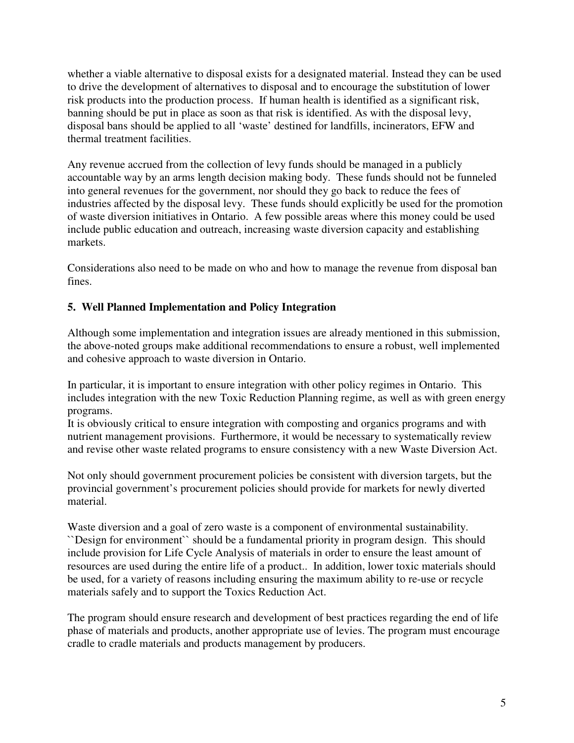whether a viable alternative to disposal exists for a designated material. Instead they can be used to drive the development of alternatives to disposal and to encourage the substitution of lower risk products into the production process. If human health is identified as a significant risk, banning should be put in place as soon as that risk is identified. As with the disposal levy, disposal bans should be applied to all 'waste' destined for landfills, incinerators, EFW and thermal treatment facilities.

Any revenue accrued from the collection of levy funds should be managed in a publicly accountable way by an arms length decision making body. These funds should not be funneled into general revenues for the government, nor should they go back to reduce the fees of industries affected by the disposal levy. These funds should explicitly be used for the promotion of waste diversion initiatives in Ontario. A few possible areas where this money could be used include public education and outreach, increasing waste diversion capacity and establishing markets.

Considerations also need to be made on who and how to manage the revenue from disposal ban fines.

**5. Well Planned Implementation and Policy Integration**

Although some implementation and integration issues are already mentioned in this submission, the above-noted groups make additional recommendations to ensure a robust, well implemented and cohesive approach to waste diversion in Ontario.

In particular, it is important to ensure integration with other policy regimes in Ontario. This includes integration with the new Toxic Reduction Planning regime, as well as with green energy programs.
It is obviously critical to ensure integration with composting and organics programs and with nutrient management provisions. Furthermore, it would be necessary to systematically review and revise other waste related programs to ensure consistency with a new Waste Diversion Act.

Not only should government procurement policies be consistent with diversion targets, but the provincial government's procurement policies should provide for markets for newly diverted material.

Waste diversion and a goal of zero waste is a component of environmental sustainability. ``Design for environment`` should be a fundamental priority in program design. This should include provision for Life Cycle Analysis of materials in order to ensure the least amount of resources are used during the entire life of a product.. In addition, lower toxic materials should be used, for a variety of reasons including ensuring the maximum ability to re-use or recycle materials safely and to support the Toxics Reduction Act.

The program should ensure research and development of best practices regarding the end of life phase of materials and products, another appropriate use of levies. The program must encourage cradle to cradle materials and products management by producers.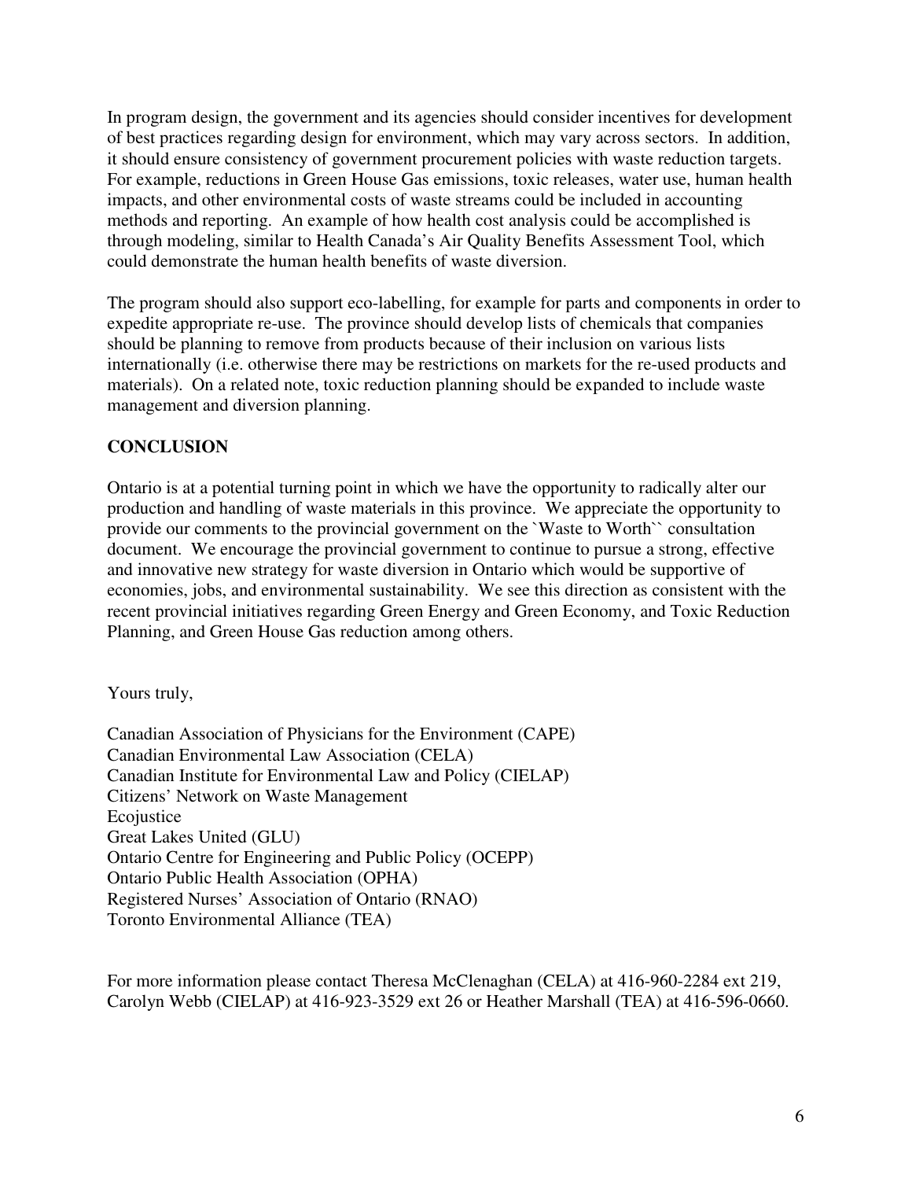In program design, the government and its agencies should consider incentives for development of best practices regarding design for environment, which may vary across sectors. In addition, it should ensure consistency of government procurement policies with waste reduction targets. For example, reductions in Green House Gas emissions, toxic releases, water use, human health impacts, and other environmental costs of waste streams could be included in accounting methods and reporting. An example of how health cost analysis could be accomplished is through modeling, similar to Health Canada's Air Quality Benefits Assessment Tool, which could demonstrate the human health benefits of waste diversion.

The program should also support eco-labelling, for example for parts and components in order to expedite appropriate re-use. The province should develop lists of chemicals that companies should be planning to remove from products because of their inclusion on various lists internationally (i.e. otherwise there may be restrictions on markets for the re-used products and materials). On a related note, toxic reduction planning should be expanded to include waste management and diversion planning.

## CONCLUSION

Ontario is at a potential turning point in which we have the opportunity to radically alter our production and handling of waste materials in this province. We appreciate the opportunity to provide our comments to the provincial government on the `Waste to Worth`` consultation document. We encourage the provincial government to continue to pursue a strong, effective and innovative new strategy for waste diversion in Ontario which would be supportive of economies, jobs, and environmental sustainability. We see this direction as consistent with the recent provincial initiatives regarding Green Energy and Green Economy, and Toxic Reduction Planning, and Green House Gas reduction among others.

Yours truly,

Canadian Association of Physicians for the Environment (CAPE)
Canadian Environmental Law Association (CELA)
Canadian Institute for Environmental Law and Policy (CIELAP)
Citizens' Network on Waste Management
Ecojustice
Great Lakes United (GLU)
Ontario Centre for Engineering and Public Policy (OCEPP)
Ontario Public Health Association (OPHA)
Registered Nurses' Association of Ontario (RNAO)
Toronto Environmental Alliance (TEA)

For more information please contact Theresa McClenaghan (CELA) at 416-960-2284 ext 219, Carolyn Webb (CIELAP) at 416-923-3529 ext 26 or Heather Marshall (TEA) at 416-596-0660.